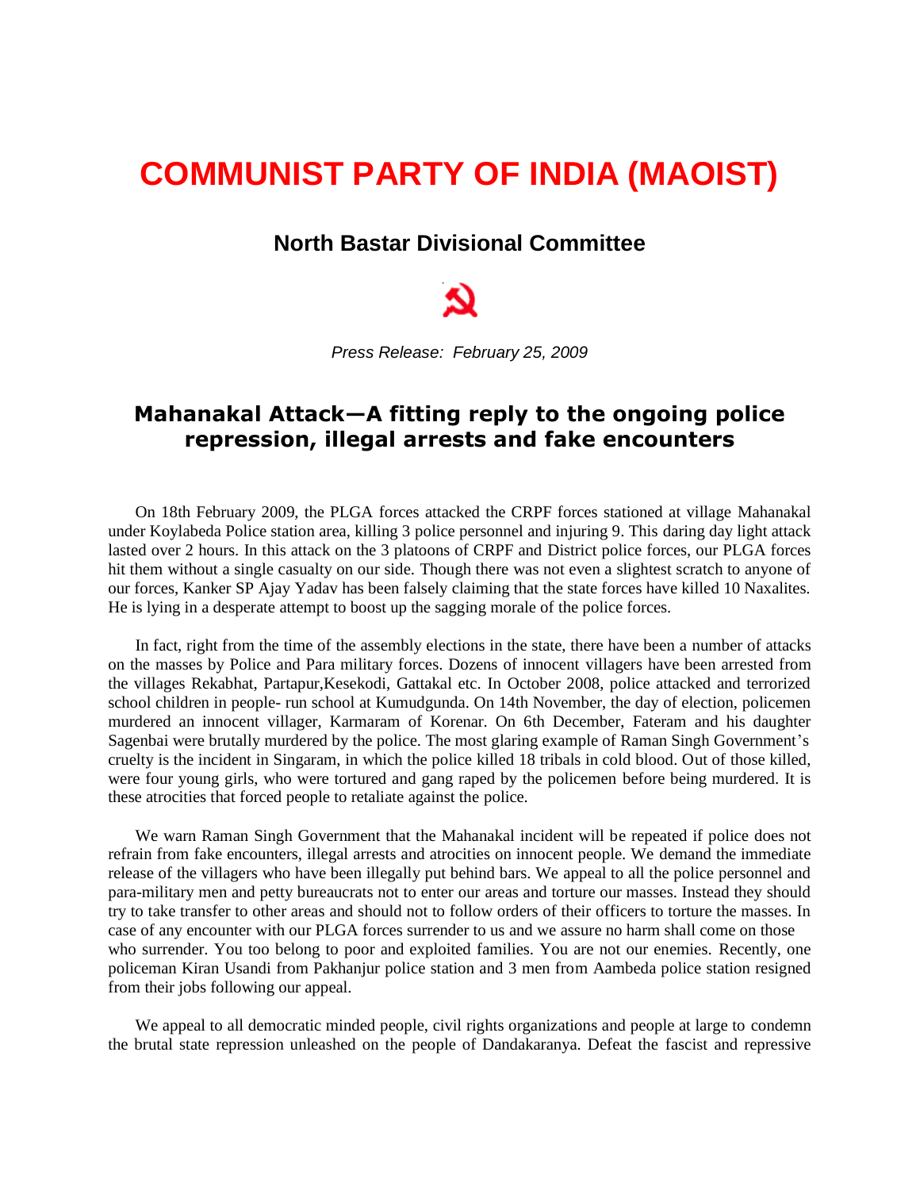# COMMUNIST PARTY OF INDIA (MAOIST)

## North Bastar Divisional Committee

☭

*Press Release: February 25, 2009*

## Mahanakal Attack—A fitting reply to the ongoing police repression, illegal arrests and fake encounters

On 18th February 2009, the PLGA forces attacked the CRPF forces stationed at village Mahanakal under Koylabeda Police station area, killing 3 police personnel and injuring 9. This daring day light attack lasted over 2 hours. In this attack on the 3 platoons of CRPF and District police forces, our PLGA forces hit them without a single casualty on our side. Though there was not even a slightest scratch to anyone of our forces, Kanker SP Ajay Yadav has been falsely claiming that the state forces have killed 10 Naxalites. He is lying in a desperate attempt to boost up the sagging morale of the police forces.

In fact, right from the time of the assembly elections in the state, there have been a number of attacks on the masses by Police and Para military forces. Dozens of innocent villagers have been arrested from the villages Rekabhat, Partapur,Kesekodi, Gattakal etc. In October 2008, police attacked and terrorized school children in people- run school at Kumudgunda. On 14th November, the day of election, policemen murdered an innocent villager, Karmaram of Korenar. On 6th December, Fateram and his daughter Sagenbai were brutally murdered by the police. The most glaring example of Raman Singh Government's cruelty is the incident in Singaram, in which the police killed 18 tribals in cold blood. Out of those killed, were four young girls, who were tortured and gang raped by the policemen before being murdered. It is these atrocities that forced people to retaliate against the police.

We warn Raman Singh Government that the Mahanakal incident will be repeated if police does not refrain from fake encounters, illegal arrests and atrocities on innocent people. We demand the immediate release of the villagers who have been illegally put behind bars. We appeal to all the police personnel and para-military men and petty bureaucrats not to enter our areas and torture our masses. Instead they should try to take transfer to other areas and should not to follow orders of their officers to torture the masses. In case of any encounter with our PLGA forces surrender to us and we assure no harm shall come on those who surrender. You too belong to poor and exploited families. You are not our enemies. Recently, one policeman Kiran Usandi from Pakhanjur police station and 3 men from Aambeda police station resigned from their jobs following our appeal.

We appeal to all democratic minded people, civil rights organizations and people at large to condemn the brutal state repression unleashed on the people of Dandakaranya. Defeat the fascist and repressive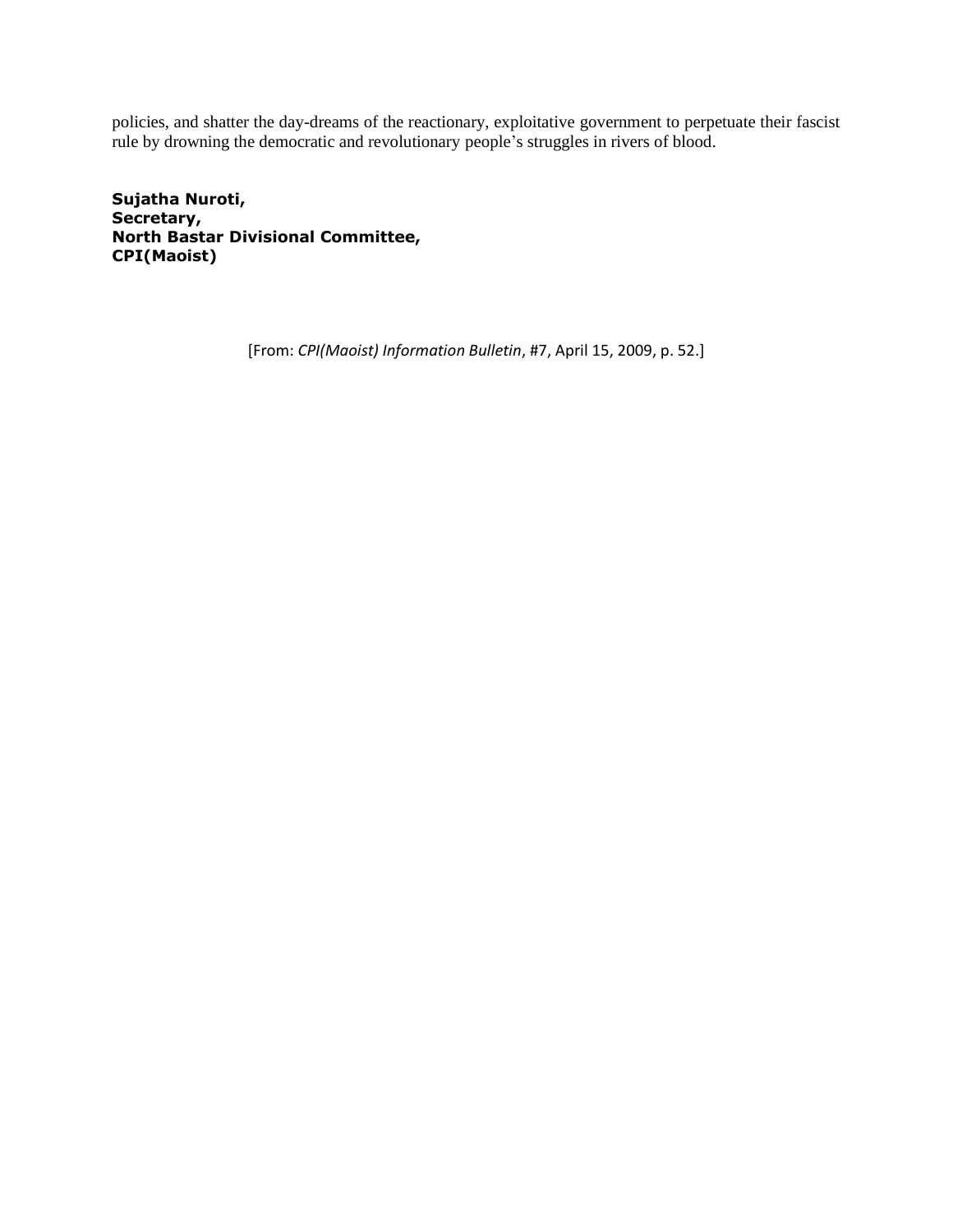policies, and shatter the day-dreams of the reactionary, exploitative government to perpetuate their fascist rule by drowning the democratic and revolutionary people's struggles in rivers of blood.

**Sujatha Nuroti,**
**Secretary,**
**North Bastar Divisional Committee,**
**CPI(Maoist)**

[From: *CPI(Maoist) Information Bulletin*, #7, April 15, 2009, p. 52.]